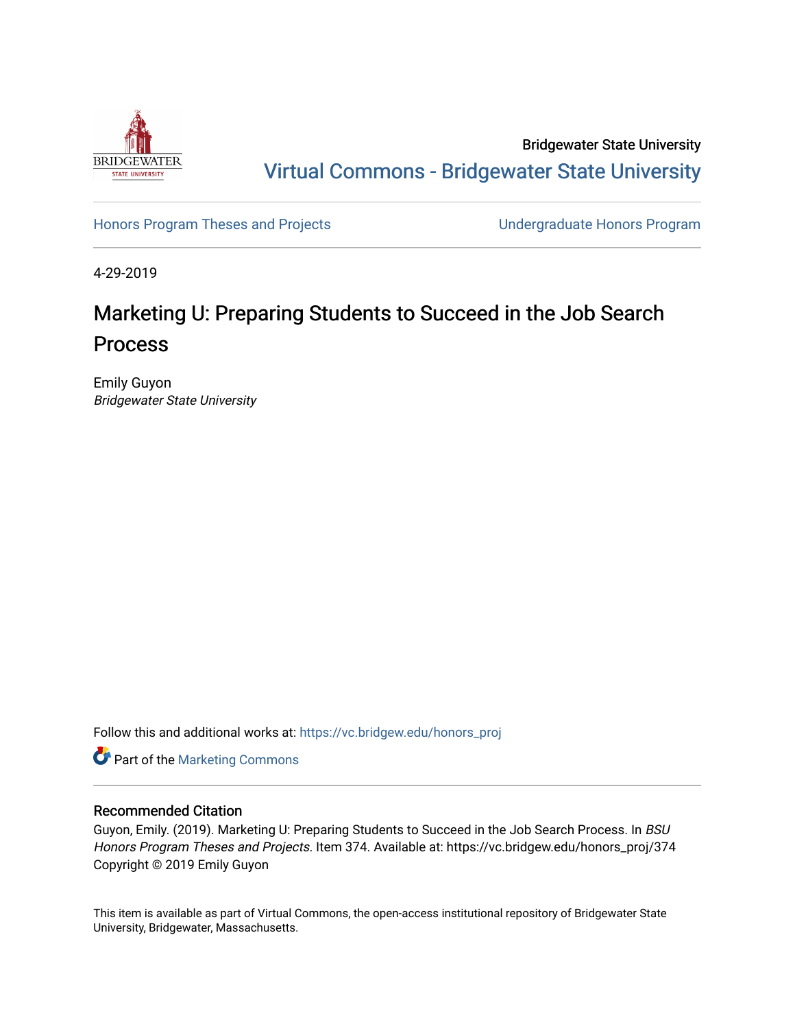Bridgewater State University

Virtual Commons - Bridgewater State University

Honors Program Theses and Projects

Undergraduate Honors Program

4-29-2019

# Marketing U: Preparing Students to Succeed in the Job Search Process

Emily Guyon
*Bridgewater State University*

Follow this and additional works at: https://vc.bridgew.edu/honors_proj

Part of the Marketing Commons

## Recommended Citation

Guyon, Emily. (2019). Marketing U: Preparing Students to Succeed in the Job Search Process. In *BSU Honors Program Theses and Projects.* Item 374. Available at: https://vc.bridgew.edu/honors_proj/374
Copyright © 2019 Emily Guyon

This item is available as part of Virtual Commons, the open-access institutional repository of Bridgewater State University, Bridgewater, Massachusetts.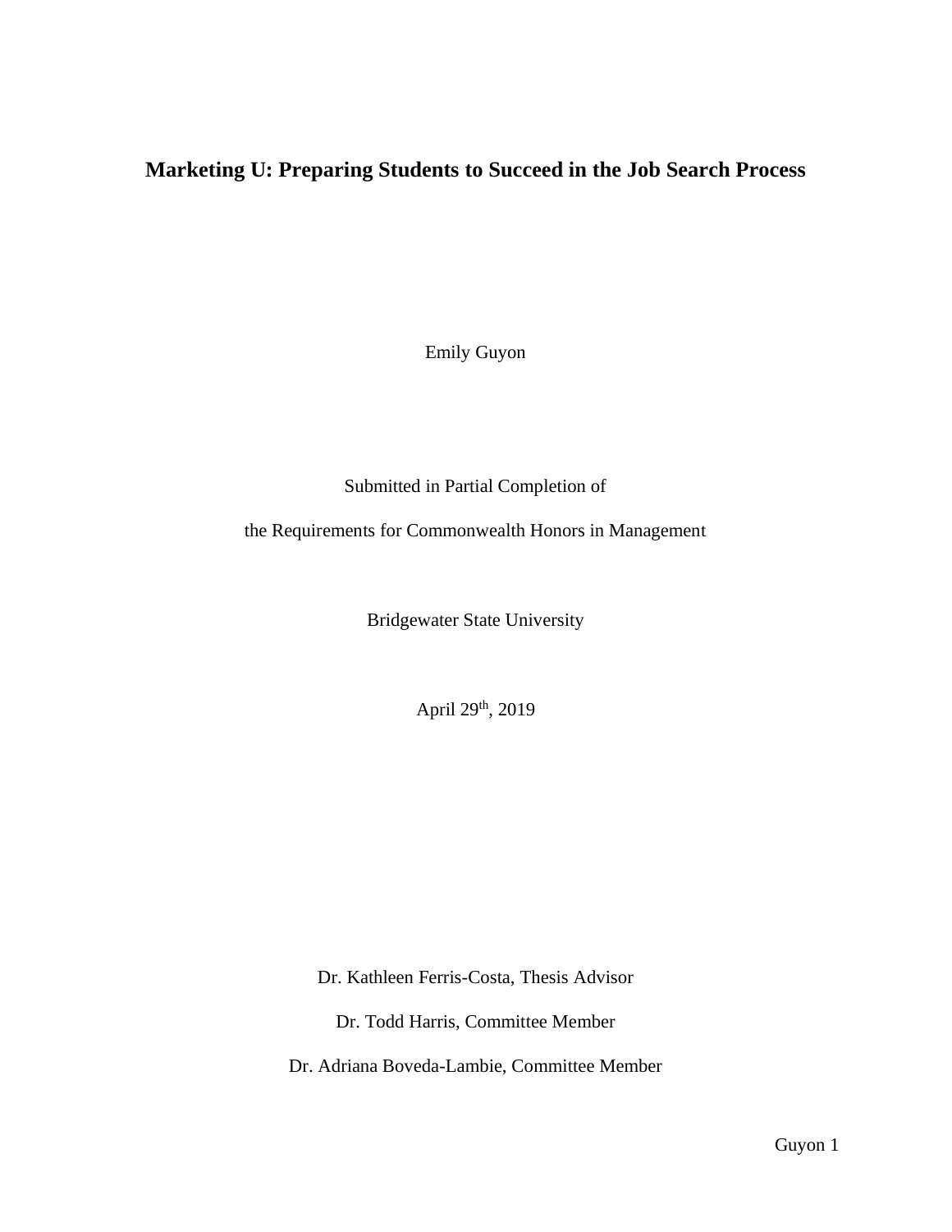# Marketing U: Preparing Students to Succeed in the Job Search Process

Emily Guyon

Submitted in Partial Completion of

the Requirements for Commonwealth Honors in Management

Bridgewater State University

April 29th, 2019

Dr. Kathleen Ferris-Costa, Thesis Advisor

Dr. Todd Harris, Committee Member

Dr. Adriana Boveda-Lambie, Committee Member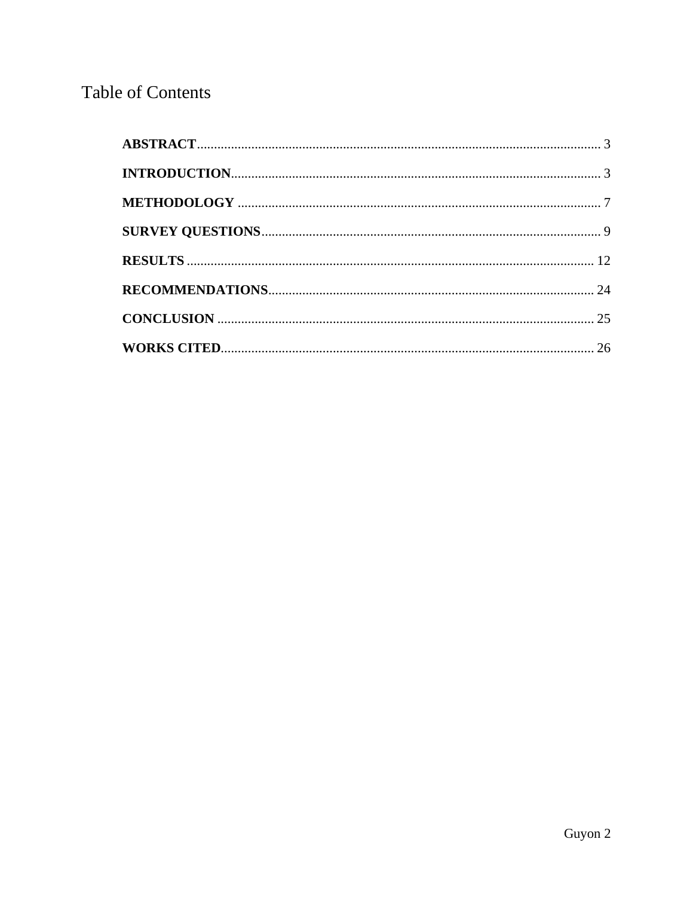# Table of Contents

**ABSTRACT** ........................................................................................................ 3

**INTRODUCTION** ................................................................................................ 3

**METHODOLOGY** ................................................................................................ 7

**SURVEY QUESTIONS** ........................................................................................ 9

**RESULTS** ........................................................................................................... 12

**RECOMMENDATIONS** ..................................................................................... 24

**CONCLUSION** .................................................................................................... 25

**WORKS CITED** .................................................................................................. 26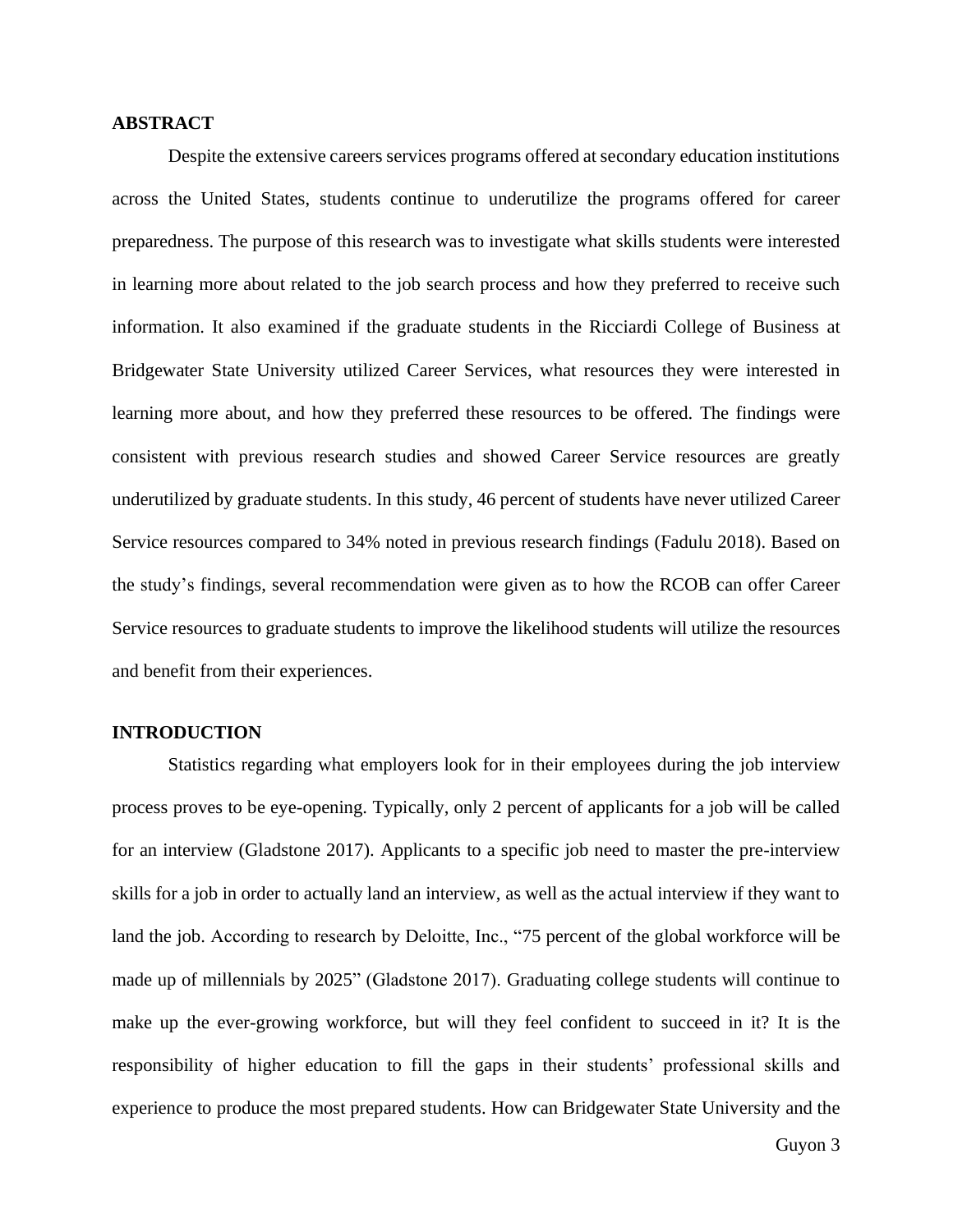## ABSTRACT

Despite the extensive careers services programs offered at secondary education institutions across the United States, students continue to underutilize the programs offered for career preparedness. The purpose of this research was to investigate what skills students were interested in learning more about related to the job search process and how they preferred to receive such information. It also examined if the graduate students in the Ricciardi College of Business at Bridgewater State University utilized Career Services, what resources they were interested in learning more about, and how they preferred these resources to be offered. The findings were consistent with previous research studies and showed Career Service resources are greatly underutilized by graduate students. In this study, 46 percent of students have never utilized Career Service resources compared to 34% noted in previous research findings (Fadulu 2018). Based on the study's findings, several recommendation were given as to how the RCOB can offer Career Service resources to graduate students to improve the likelihood students will utilize the resources and benefit from their experiences.

## INTRODUCTION

Statistics regarding what employers look for in their employees during the job interview process proves to be eye-opening. Typically, only 2 percent of applicants for a job will be called for an interview (Gladstone 2017). Applicants to a specific job need to master the pre-interview skills for a job in order to actually land an interview, as well as the actual interview if they want to land the job. According to research by Deloitte, Inc., "75 percent of the global workforce will be made up of millennials by 2025" (Gladstone 2017). Graduating college students will continue to make up the ever-growing workforce, but will they feel confident to succeed in it? It is the responsibility of higher education to fill the gaps in their students' professional skills and experience to produce the most prepared students. How can Bridgewater State University and the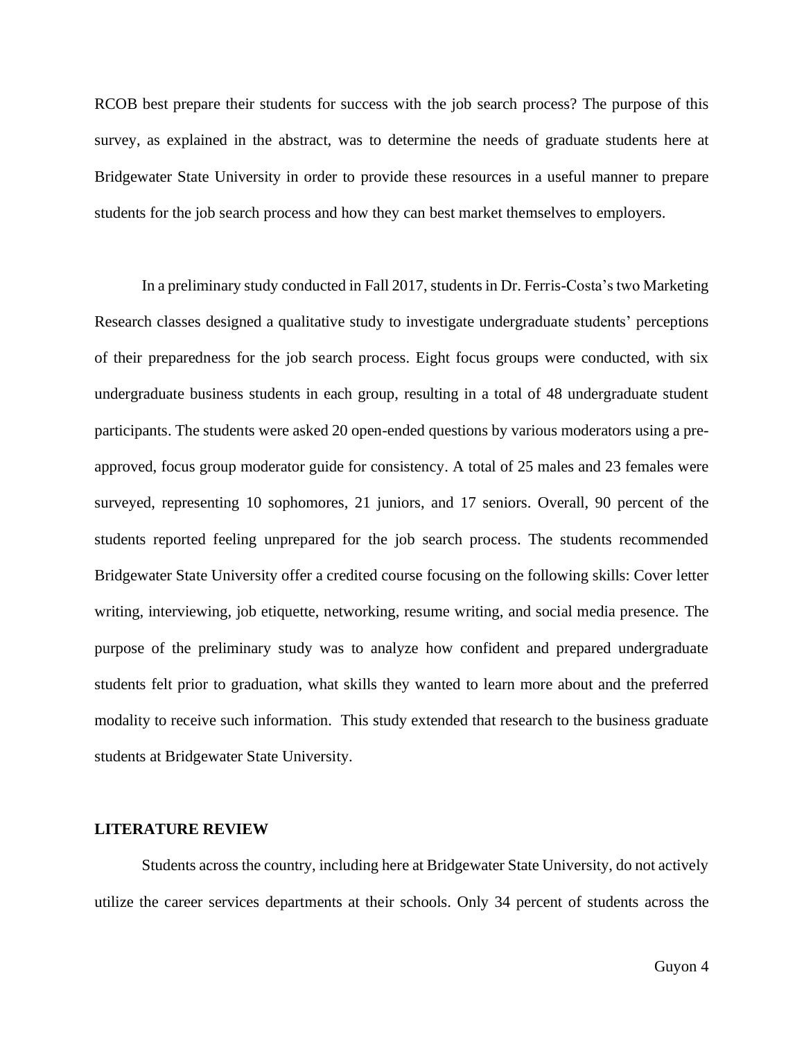RCOB best prepare their students for success with the job search process? The purpose of this survey, as explained in the abstract, was to determine the needs of graduate students here at Bridgewater State University in order to provide these resources in a useful manner to prepare students for the job search process and how they can best market themselves to employers.

In a preliminary study conducted in Fall 2017, students in Dr. Ferris-Costa's two Marketing Research classes designed a qualitative study to investigate undergraduate students' perceptions of their preparedness for the job search process. Eight focus groups were conducted, with six undergraduate business students in each group, resulting in a total of 48 undergraduate student participants. The students were asked 20 open-ended questions by various moderators using a pre-approved, focus group moderator guide for consistency. A total of 25 males and 23 females were surveyed, representing 10 sophomores, 21 juniors, and 17 seniors. Overall, 90 percent of the students reported feeling unprepared for the job search process. The students recommended Bridgewater State University offer a credited course focusing on the following skills: Cover letter writing, interviewing, job etiquette, networking, resume writing, and social media presence. The purpose of the preliminary study was to analyze how confident and prepared undergraduate students felt prior to graduation, what skills they wanted to learn more about and the preferred modality to receive such information. This study extended that research to the business graduate students at Bridgewater State University.

## LITERATURE REVIEW

Students across the country, including here at Bridgewater State University, do not actively utilize the career services departments at their schools. Only 34 percent of students across the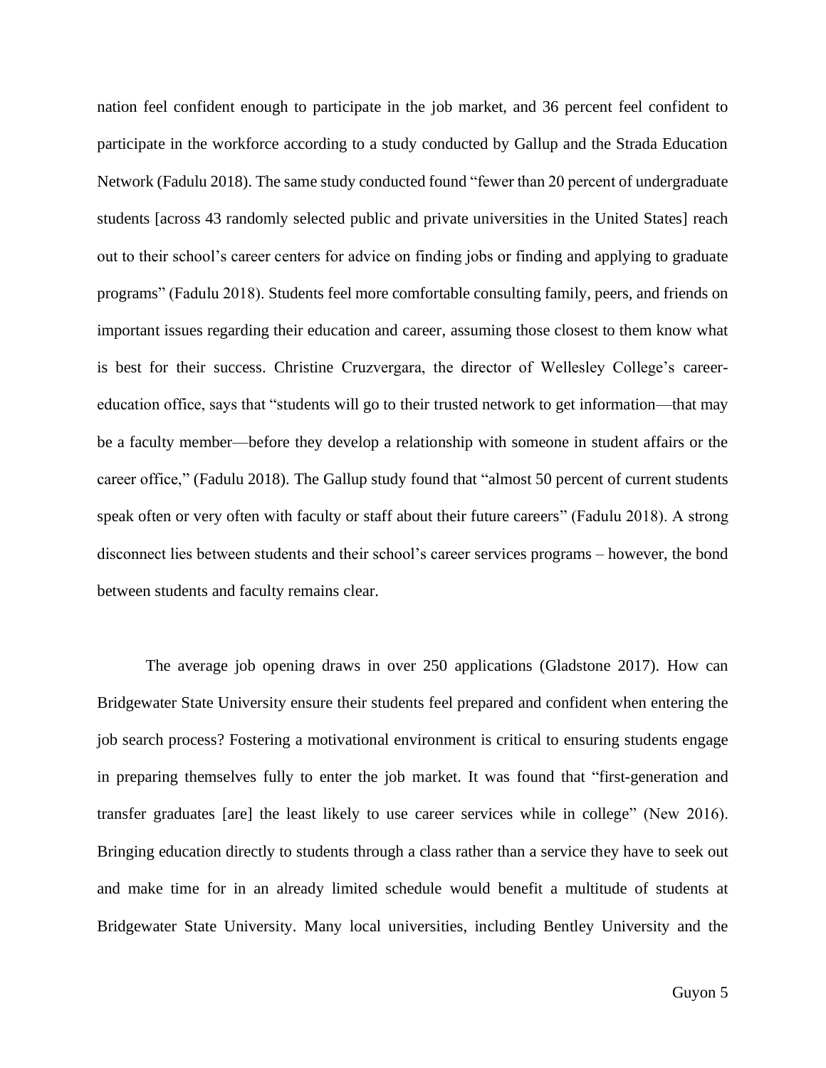nation feel confident enough to participate in the job market, and 36 percent feel confident to participate in the workforce according to a study conducted by Gallup and the Strada Education Network (Fadulu 2018). The same study conducted found "fewer than 20 percent of undergraduate students [across 43 randomly selected public and private universities in the United States] reach out to their school's career centers for advice on finding jobs or finding and applying to graduate programs" (Fadulu 2018). Students feel more comfortable consulting family, peers, and friends on important issues regarding their education and career, assuming those closest to them know what is best for their success. Christine Cruzvergara, the director of Wellesley College's career-education office, says that "students will go to their trusted network to get information—that may be a faculty member—before they develop a relationship with someone in student affairs or the career office," (Fadulu 2018). The Gallup study found that "almost 50 percent of current students speak often or very often with faculty or staff about their future careers" (Fadulu 2018). A strong disconnect lies between students and their school's career services programs – however, the bond between students and faculty remains clear.

The average job opening draws in over 250 applications (Gladstone 2017). How can Bridgewater State University ensure their students feel prepared and confident when entering the job search process? Fostering a motivational environment is critical to ensuring students engage in preparing themselves fully to enter the job market. It was found that "first-generation and transfer graduates [are] the least likely to use career services while in college" (New 2016). Bringing education directly to students through a class rather than a service they have to seek out and make time for in an already limited schedule would benefit a multitude of students at Bridgewater State University. Many local universities, including Bentley University and the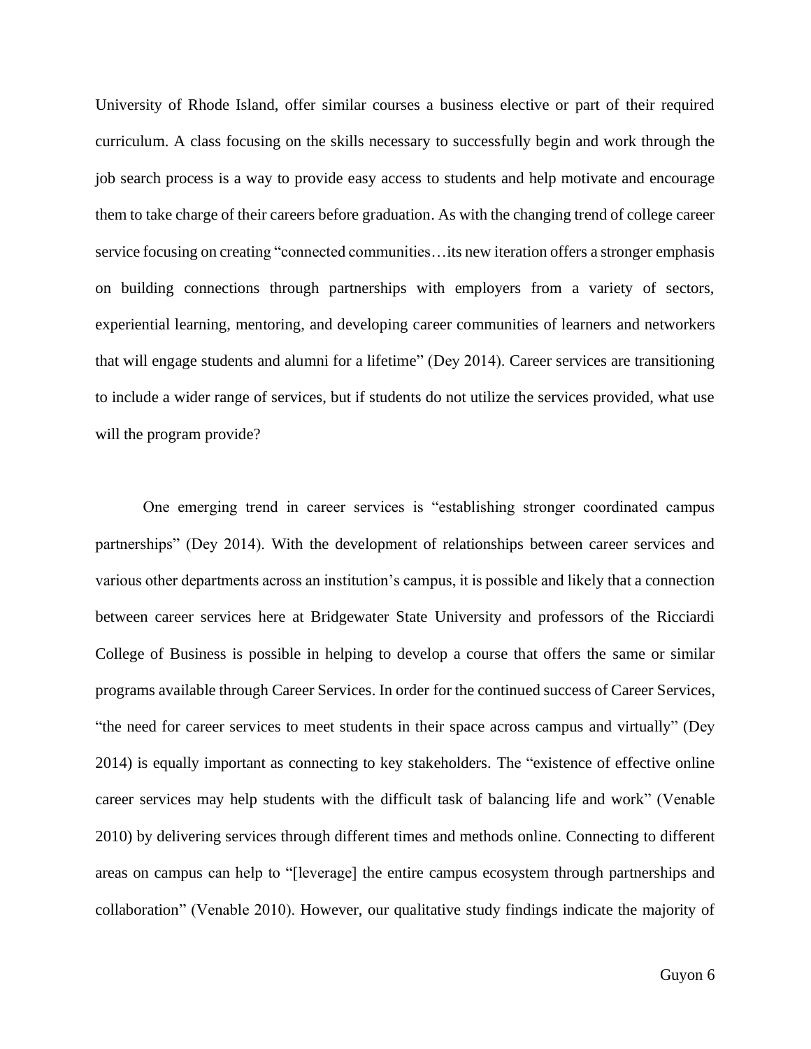University of Rhode Island, offer similar courses a business elective or part of their required curriculum. A class focusing on the skills necessary to successfully begin and work through the job search process is a way to provide easy access to students and help motivate and encourage them to take charge of their careers before graduation. As with the changing trend of college career service focusing on creating "connected communities…its new iteration offers a stronger emphasis on building connections through partnerships with employers from a variety of sectors, experiential learning, mentoring, and developing career communities of learners and networkers that will engage students and alumni for a lifetime" (Dey 2014). Career services are transitioning to include a wider range of services, but if students do not utilize the services provided, what use will the program provide?

One emerging trend in career services is "establishing stronger coordinated campus partnerships" (Dey 2014). With the development of relationships between career services and various other departments across an institution's campus, it is possible and likely that a connection between career services here at Bridgewater State University and professors of the Ricciardi College of Business is possible in helping to develop a course that offers the same or similar programs available through Career Services. In order for the continued success of Career Services, "the need for career services to meet students in their space across campus and virtually" (Dey 2014) is equally important as connecting to key stakeholders. The "existence of effective online career services may help students with the difficult task of balancing life and work" (Venable 2010) by delivering services through different times and methods online. Connecting to different areas on campus can help to "[leverage] the entire campus ecosystem through partnerships and collaboration" (Venable 2010). However, our qualitative study findings indicate the majority of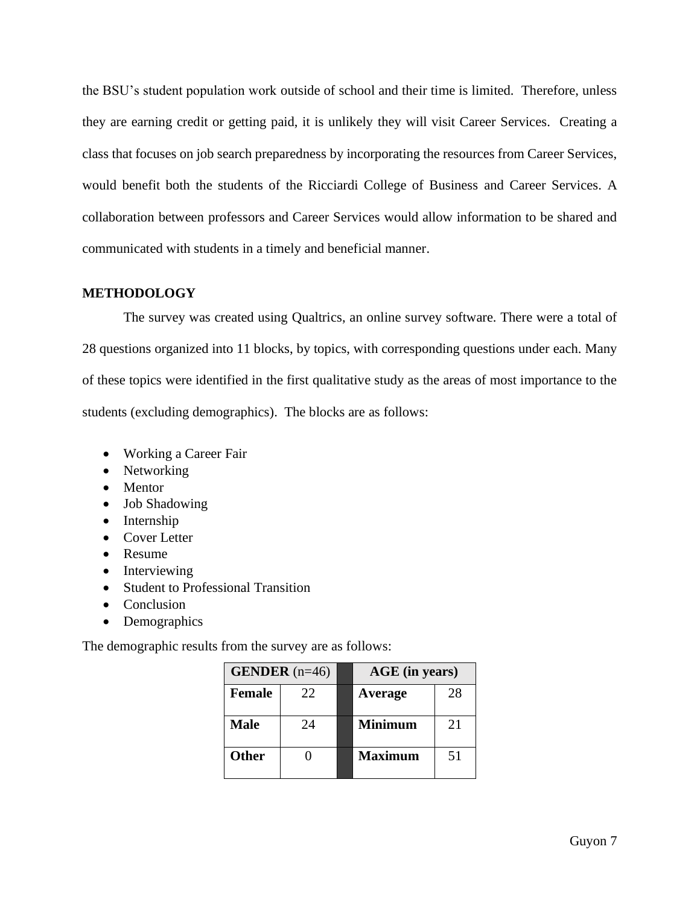the BSU's student population work outside of school and their time is limited. Therefore, unless they are earning credit or getting paid, it is unlikely they will visit Career Services. Creating a class that focuses on job search preparedness by incorporating the resources from Career Services, would benefit both the students of the Ricciardi College of Business and Career Services. A collaboration between professors and Career Services would allow information to be shared and communicated with students in a timely and beneficial manner.

## METHODOLOGY

The survey was created using Qualtrics, an online survey software. There were a total of 28 questions organized into 11 blocks, by topics, with corresponding questions under each. Many of these topics were identified in the first qualitative study as the areas of most importance to the students (excluding demographics). The blocks are as follows:

- Working a Career Fair
- Networking
- Mentor
- Job Shadowing
- Internship
- Cover Letter
- Resume
- Interviewing
- Student to Professional Transition
- Conclusion
- Demographics

The demographic results from the survey are as follows:

| **GENDER** (n=46) | | | **AGE (in years)** | |
|---|---|---|---|---|
| **Female** | 22 | | **Average** | 28 |
| **Male** | 24 | | **Minimum** | 21 |
| **Other** | 0 | | **Maximum** | 51 |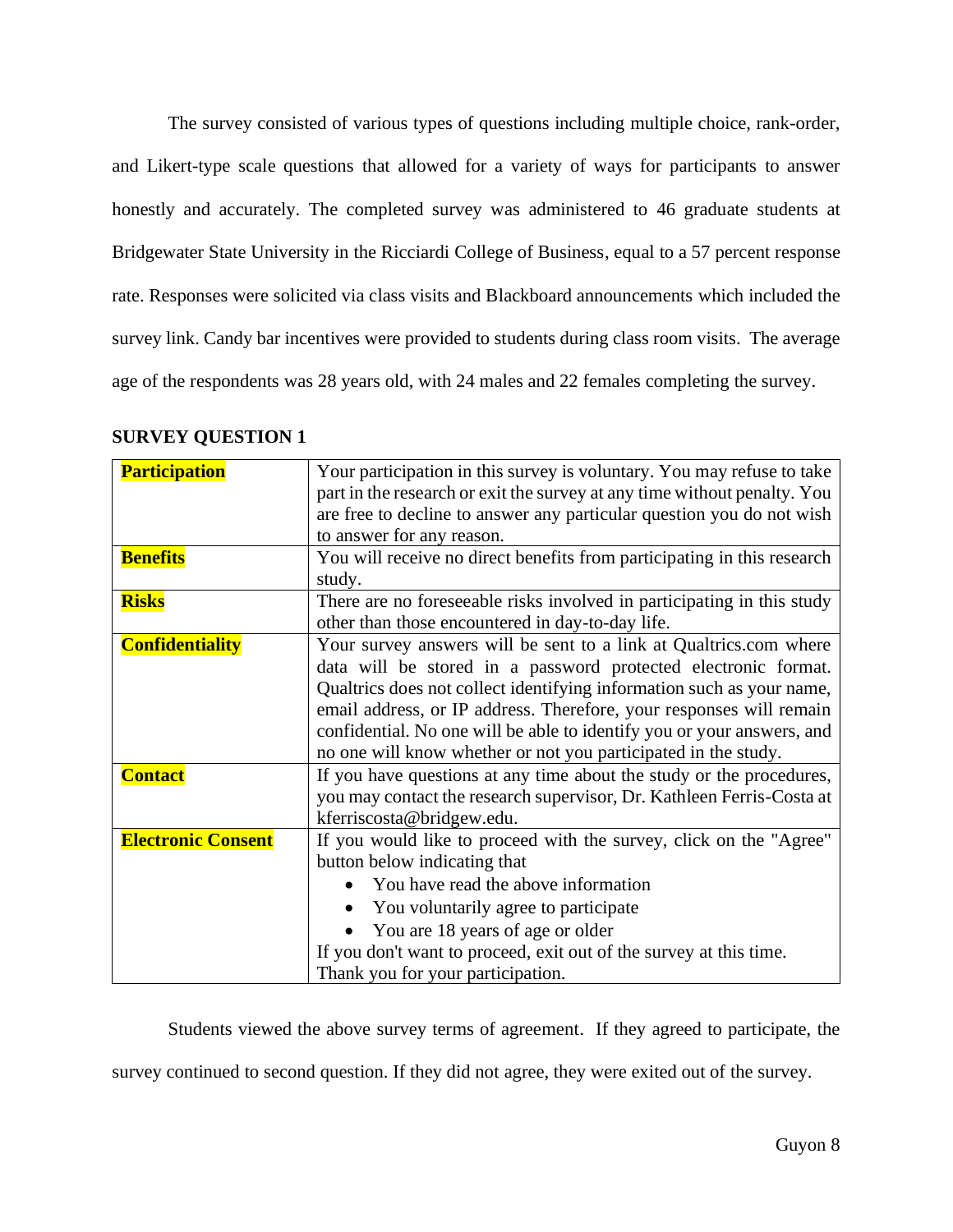The survey consisted of various types of questions including multiple choice, rank-order, and Likert-type scale questions that allowed for a variety of ways for participants to answer honestly and accurately. The completed survey was administered to 46 graduate students at Bridgewater State University in the Ricciardi College of Business, equal to a 57 percent response rate. Responses were solicited via class visits and Blackboard announcements which included the survey link. Candy bar incentives were provided to students during class room visits. The average age of the respondents was 28 years old, with 24 males and 22 females completing the survey.

**SURVEY QUESTION 1**

| | |
|---|---|
| **Participation** | Your participation in this survey is voluntary. You may refuse to take part in the research or exit the survey at any time without penalty. You are free to decline to answer any particular question you do not wish to answer for any reason. |
| **Benefits** | You will receive no direct benefits from participating in this research study. |
| **Risks** | There are no foreseeable risks involved in participating in this study other than those encountered in day-to-day life. |
| **Confidentiality** | Your survey answers will be sent to a link at Qualtrics.com where data will be stored in a password protected electronic format. Qualtrics does not collect identifying information such as your name, email address, or IP address. Therefore, your responses will remain confidential. No one will be able to identify you or your answers, and no one will know whether or not you participated in the study. |
| **Contact** | If you have questions at any time about the study or the procedures, you may contact the research supervisor, Dr. Kathleen Ferris-Costa at kferriscosta@bridgew.edu. |
| **Electronic Consent** | If you would like to proceed with the survey, click on the "Agree" button below indicating that <br>• You have read the above information <br>• You voluntarily agree to participate <br>• You are 18 years of age or older <br>If you don't want to proceed, exit out of the survey at this time. Thank you for your participation. |

Students viewed the above survey terms of agreement. If they agreed to participate, the survey continued to second question. If they did not agree, they were exited out of the survey.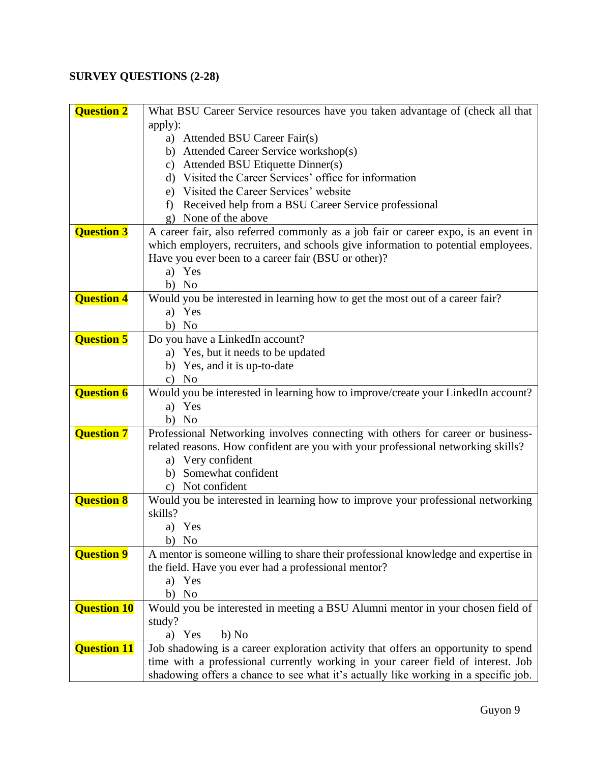**SURVEY QUESTIONS (2-28)**

| | |
|---|---|
| **Question 2** | What BSU Career Service resources have you taken advantage of (check all that apply):<br>a) Attended BSU Career Fair(s)<br>b) Attended Career Service workshop(s)<br>c) Attended BSU Etiquette Dinner(s)<br>d) Visited the Career Services' office for information<br>e) Visited the Career Services' website<br>f) Received help from a BSU Career Service professional<br>g) None of the above |
| **Question 3** | A career fair, also referred commonly as a job fair or career expo, is an event in which employers, recruiters, and schools give information to potential employees. Have you ever been to a career fair (BSU or other)?<br>a) Yes<br>b) No |
| **Question 4** | Would you be interested in learning how to get the most out of a career fair?<br>a) Yes<br>b) No |
| **Question 5** | Do you have a LinkedIn account?<br>a) Yes, but it needs to be updated<br>b) Yes, and it is up-to-date<br>c) No |
| **Question 6** | Would you be interested in learning how to improve/create your LinkedIn account?<br>a) Yes<br>b) No |
| **Question 7** | Professional Networking involves connecting with others for career or business-related reasons. How confident are you with your professional networking skills?<br>a) Very confident<br>b) Somewhat confident<br>c) Not confident |
| **Question 8** | Would you be interested in learning how to improve your professional networking skills?<br>a) Yes<br>b) No |
| **Question 9** | A mentor is someone willing to share their professional knowledge and expertise in the field. Have you ever had a professional mentor?<br>a) Yes<br>b) No |
| **Question 10** | Would you be interested in meeting a BSU Alumni mentor in your chosen field of study?<br>a) Yes b) No |
| **Question 11** | Job shadowing is a career exploration activity that offers an opportunity to spend time with a professional currently working in your career field of interest. Job shadowing offers a chance to see what it's actually like working in a specific job. |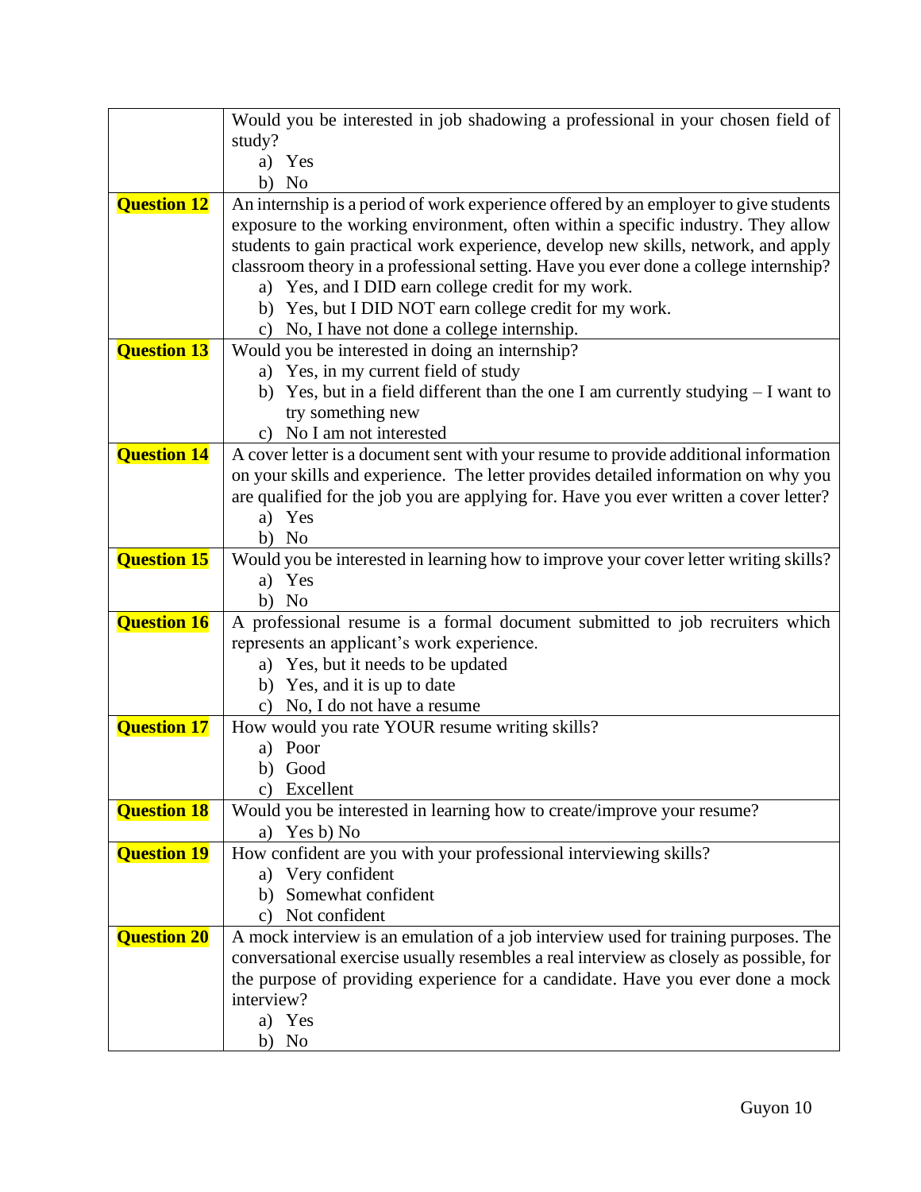| | |
|---|---|
| | Would you be interested in job shadowing a professional in your chosen field of study?<br>a) Yes<br>b) No |
| **Question 12** | An internship is a period of work experience offered by an employer to give students exposure to the working environment, often within a specific industry. They allow students to gain practical work experience, develop new skills, network, and apply classroom theory in a professional setting. Have you ever done a college internship?<br>a) Yes, and I DID earn college credit for my work.<br>b) Yes, but I DID NOT earn college credit for my work.<br>c) No, I have not done a college internship. |
| **Question 13** | Would you be interested in doing an internship?<br>a) Yes, in my current field of study<br>b) Yes, but in a field different than the one I am currently studying – I want to try something new<br>c) No I am not interested |
| **Question 14** | A cover letter is a document sent with your resume to provide additional information on your skills and experience. The letter provides detailed information on why you are qualified for the job you are applying for. Have you ever written a cover letter?<br>a) Yes<br>b) No |
| **Question 15** | Would you be interested in learning how to improve your cover letter writing skills?<br>a) Yes<br>b) No |
| **Question 16** | A professional resume is a formal document submitted to job recruiters which represents an applicant's work experience.<br>a) Yes, but it needs to be updated<br>b) Yes, and it is up to date<br>c) No, I do not have a resume |
| **Question 17** | How would you rate YOUR resume writing skills?<br>a) Poor<br>b) Good<br>c) Excellent |
| **Question 18** | Would you be interested in learning how to create/improve your resume?<br>a) Yes b) No |
| **Question 19** | How confident are you with your professional interviewing skills?<br>a) Very confident<br>b) Somewhat confident<br>c) Not confident |
| **Question 20** | A mock interview is an emulation of a job interview used for training purposes. The conversational exercise usually resembles a real interview as closely as possible, for the purpose of providing experience for a candidate. Have you ever done a mock interview?<br>a) Yes<br>b) No |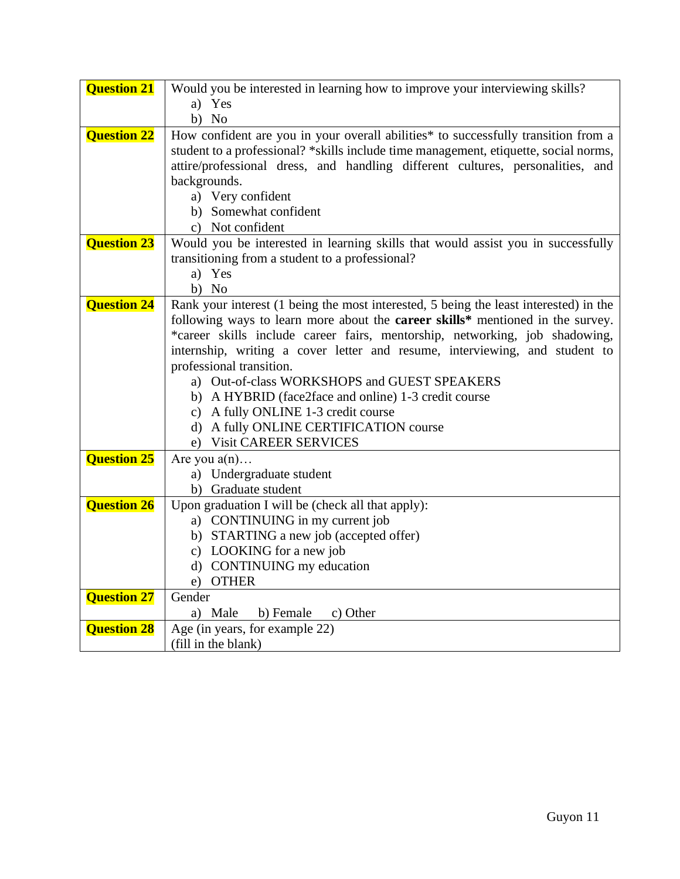| | |
|---|---|
| **Question 21** | Would you be interested in learning how to improve your interviewing skills?<br>a) Yes<br>b) No |
| **Question 22** | How confident are you in your overall abilities* to successfully transition from a student to a professional? *skills include time management, etiquette, social norms, attire/professional dress, and handling different cultures, personalities, and backgrounds.<br>a) Very confident<br>b) Somewhat confident<br>c) Not confident |
| **Question 23** | Would you be interested in learning skills that would assist you in successfully transitioning from a student to a professional?<br>a) Yes<br>b) No |
| **Question 24** | Rank your interest (1 being the most interested, 5 being the least interested) in the following ways to learn more about the **career skills*** mentioned in the survey. *career skills include career fairs, mentorship, networking, job shadowing, internship, writing a cover letter and resume, interviewing, and student to professional transition.<br>a) Out-of-class WORKSHOPS and GUEST SPEAKERS<br>b) A HYBRID (face2face and online) 1-3 credit course<br>c) A fully ONLINE 1-3 credit course<br>d) A fully ONLINE CERTIFICATION course<br>e) Visit CAREER SERVICES |
| **Question 25** | Are you a(n)…<br>a) Undergraduate student<br>b) Graduate student |
| **Question 26** | Upon graduation I will be (check all that apply):<br>a) CONTINUING in my current job<br>b) STARTING a new job (accepted offer)<br>c) LOOKING for a new job<br>d) CONTINUING my education<br>e) OTHER |
| **Question 27** | Gender<br>a) Male  b) Female  c) Other |
| **Question 28** | Age (in years, for example 22)<br>(fill in the blank) |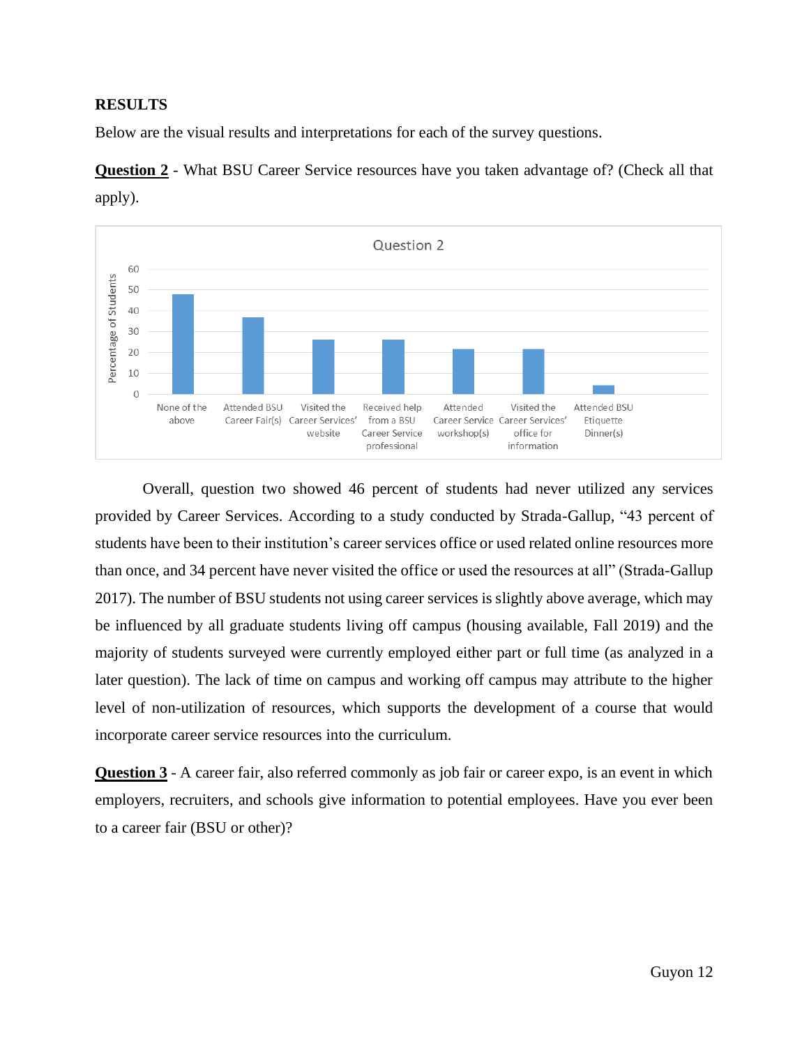**RESULTS**

Below are the visual results and interpretations for each of the survey questions.

**<u>Question 2</u>** - What BSU Career Service resources have you taken advantage of? (Check all that apply).

Overall, question two showed 46 percent of students had never utilized any services provided by Career Services. According to a study conducted by Strada-Gallup, "43 percent of students have been to their institution's career services office or used related online resources more than once, and 34 percent have never visited the office or used the resources at all" (Strada-Gallup 2017). The number of BSU students not using career services is slightly above average, which may be influenced by all graduate students living off campus (housing available, Fall 2019) and the majority of students surveyed were currently employed either part or full time (as analyzed in a later question). The lack of time on campus and working off campus may attribute to the higher level of non-utilization of resources, which supports the development of a course that would incorporate career service resources into the curriculum.

**<u>Question 3</u>** - A career fair, also referred commonly as job fair or career expo, is an event in which employers, recruiters, and schools give information to potential employees. Have you ever been to a career fair (BSU or other)?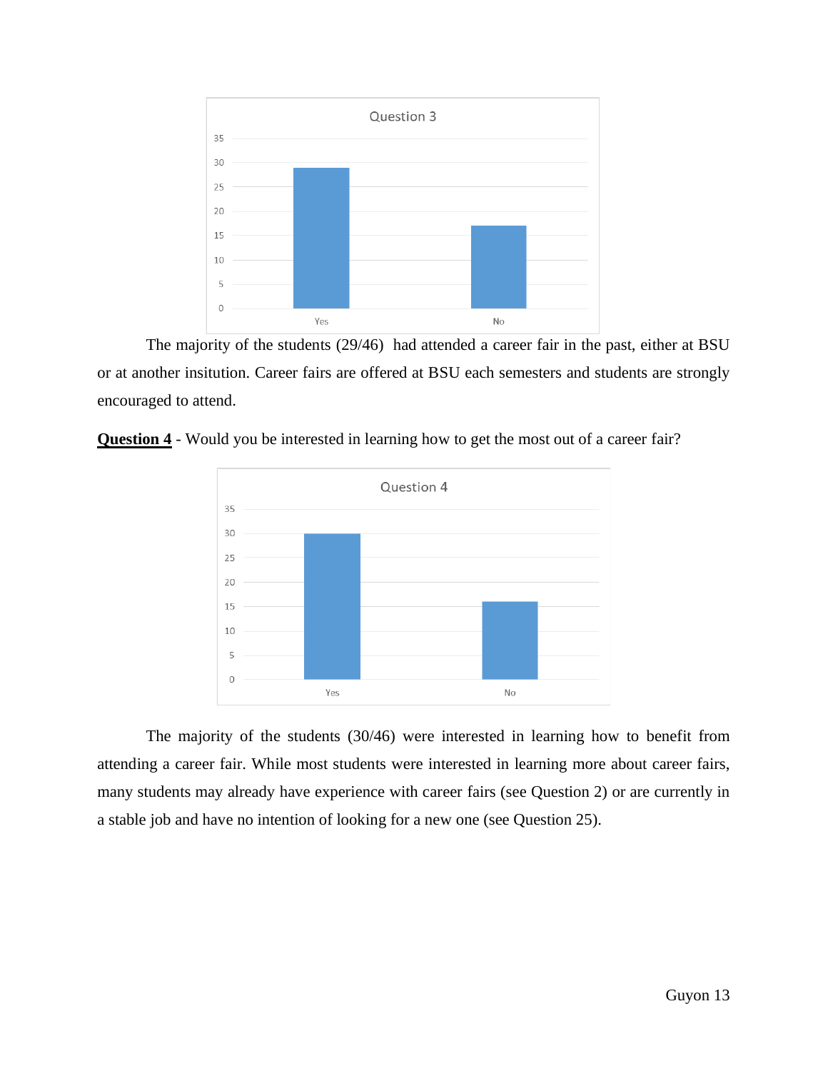The majority of the students (29/46) had attended a career fair in the past, either at BSU or at another insitution. Career fairs are offered at BSU each semesters and students are strongly encouraged to attend.

**Question 4** - Would you be interested in learning how to get the most out of a career fair?

The majority of the students (30/46) were interested in learning how to benefit from attending a career fair. While most students were interested in learning more about career fairs, many students may already have experience with career fairs (see Question 2) or are currently in a stable job and have no intention of looking for a new one (see Question 25).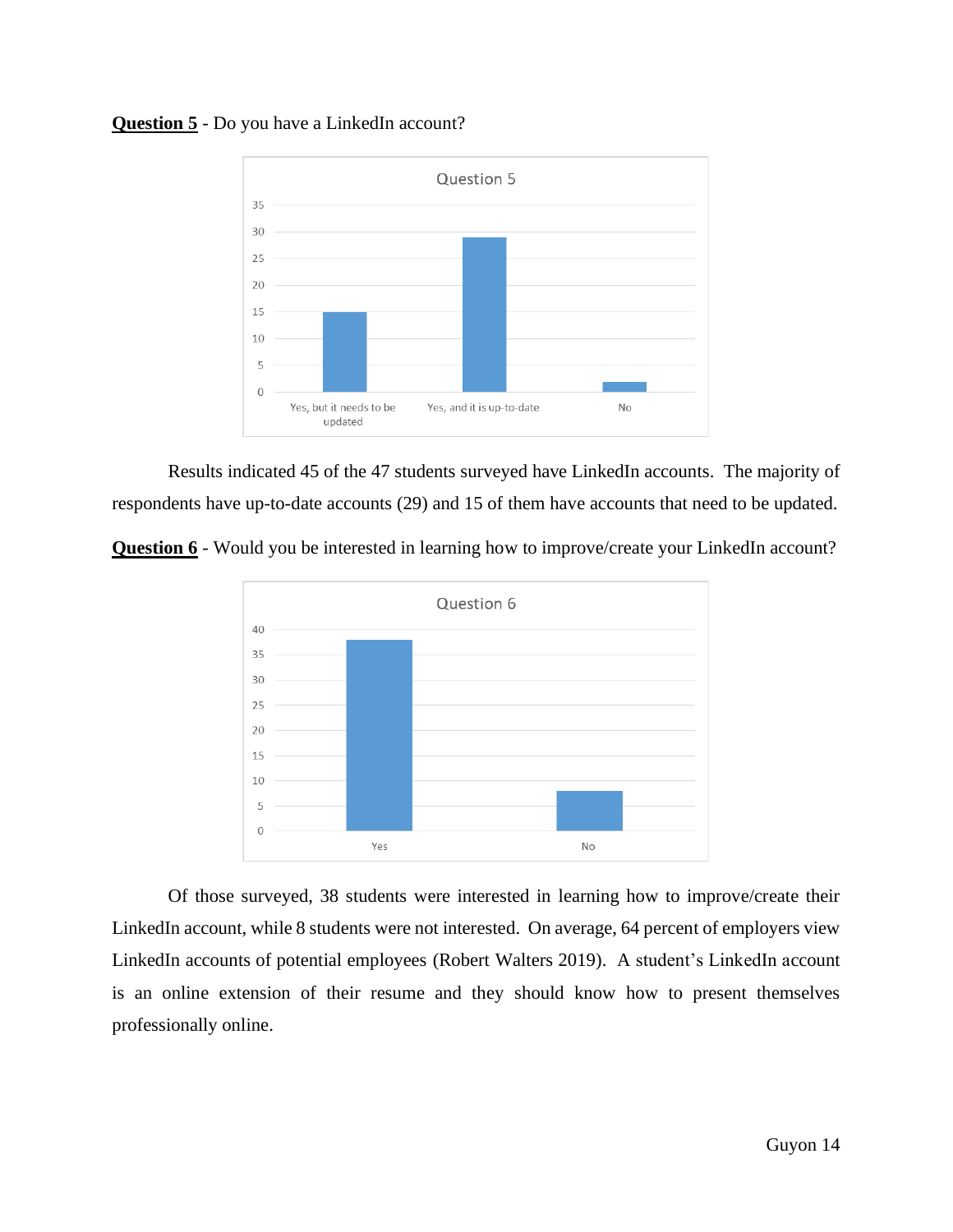**<u>Question 5</u>** - Do you have a LinkedIn account?

Results indicated 45 of the 47 students surveyed have LinkedIn accounts. The majority of respondents have up-to-date accounts (29) and 15 of them have accounts that need to be updated.

**<u>Question 6</u>** - Would you be interested in learning how to improve/create your LinkedIn account?

Of those surveyed, 38 students were interested in learning how to improve/create their LinkedIn account, while 8 students were not interested. On average, 64 percent of employers view LinkedIn accounts of potential employees (Robert Walters 2019). A student's LinkedIn account is an online extension of their resume and they should know how to present themselves professionally online.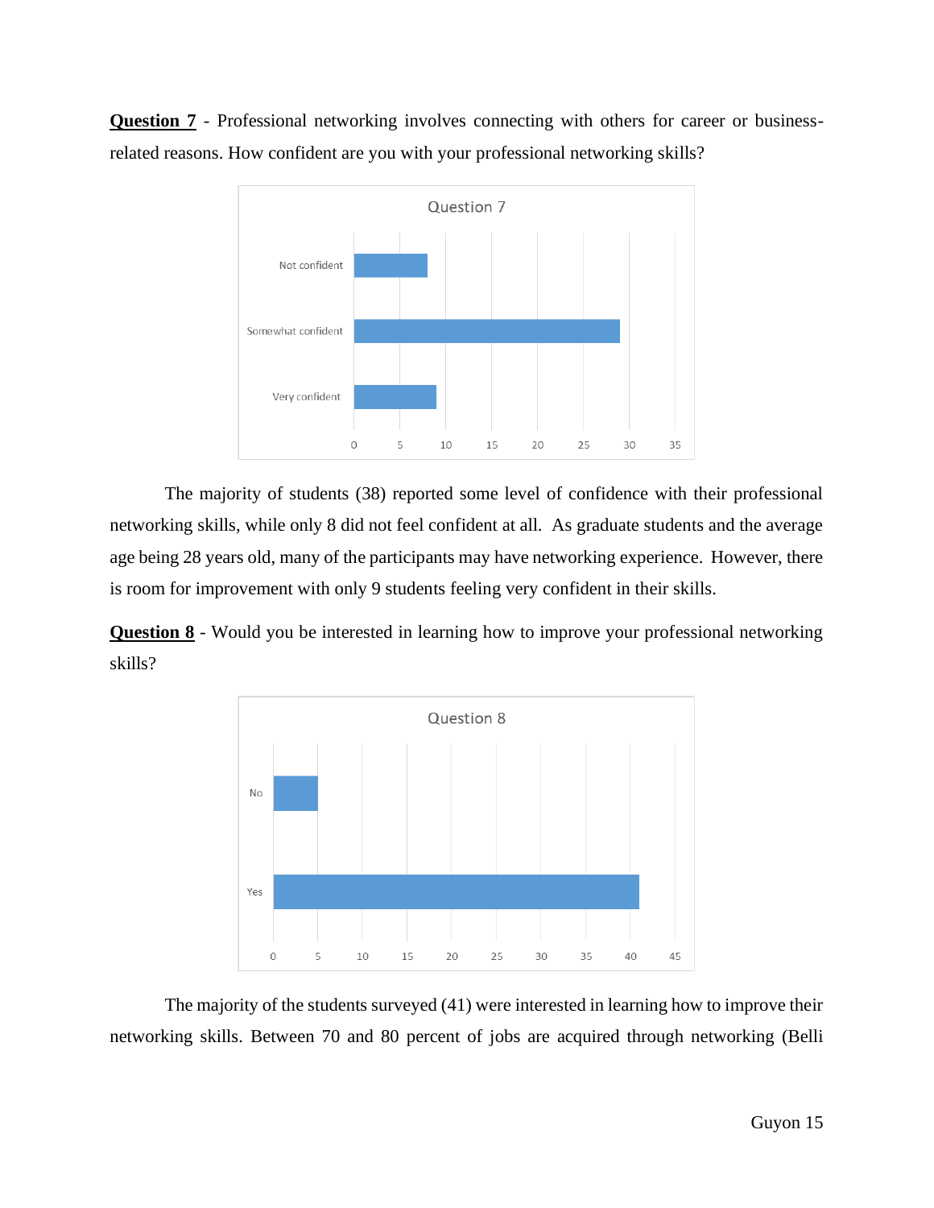**<u>Question 7</u>** - Professional networking involves connecting with others for career or business-related reasons. How confident are you with your professional networking skills?

Question 7

| Response | Count |
| --- | --- |
| Not confident | 8 |
| Somewhat confident | 29 |
| Very confident | 9 |

The majority of students (38) reported some level of confidence with their professional networking skills, while only 8 did not feel confident at all. As graduate students and the average age being 28 years old, many of the participants may have networking experience. However, there is room for improvement with only 9 students feeling very confident in their skills.

**<u>Question 8</u>** - Would you be interested in learning how to improve your professional networking skills?

Question 8

| Response | Count |
| --- | --- |
| No | 5 |
| Yes | 41 |

The majority of the students surveyed (41) were interested in learning how to improve their networking skills. Between 70 and 80 percent of jobs are acquired through networking (Belli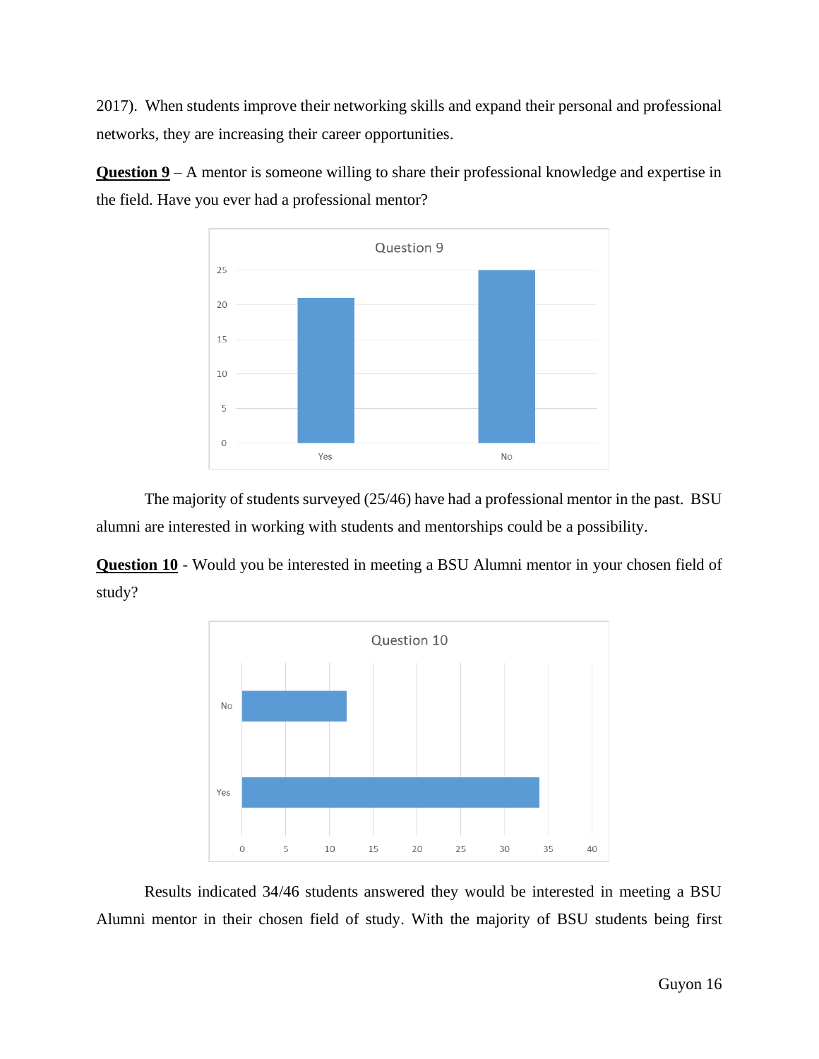2017). When students improve their networking skills and expand their personal and professional networks, they are increasing their career opportunities.

**Question 9** – A mentor is someone willing to share their professional knowledge and expertise in the field. Have you ever had a professional mentor?

The majority of students surveyed (25/46) have had a professional mentor in the past. BSU alumni are interested in working with students and mentorships could be a possibility.

**Question 10** - Would you be interested in meeting a BSU Alumni mentor in your chosen field of study?

Results indicated 34/46 students answered they would be interested in meeting a BSU Alumni mentor in their chosen field of study. With the majority of BSU students being first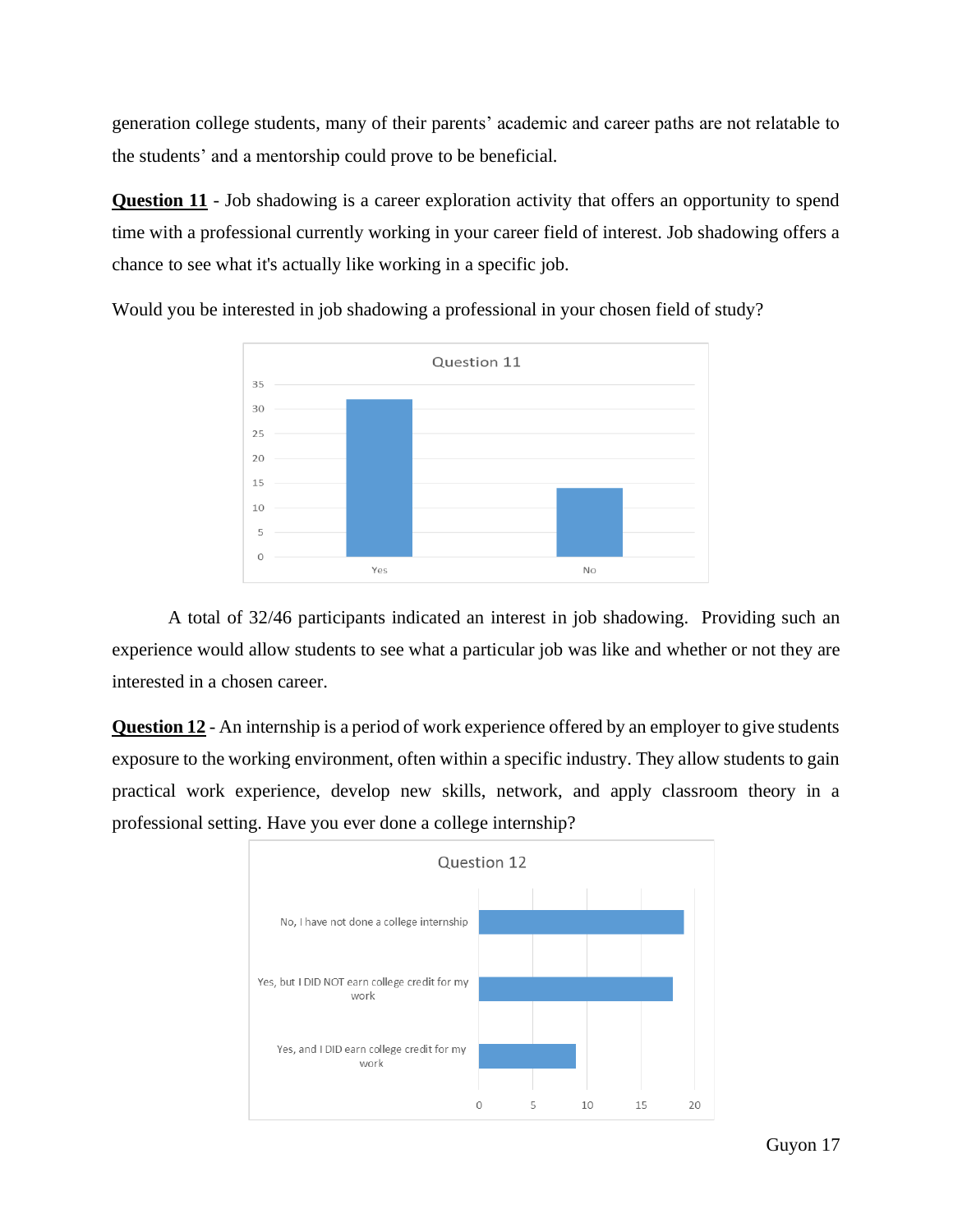generation college students, many of their parents' academic and career paths are not relatable to the students' and a mentorship could prove to be beneficial.

**<u>Question 11</u>** - Job shadowing is a career exploration activity that offers an opportunity to spend time with a professional currently working in your career field of interest. Job shadowing offers a chance to see what it's actually like working in a specific job.

Would you be interested in job shadowing a professional in your chosen field of study?

A total of 32/46 participants indicated an interest in job shadowing. Providing such an experience would allow students to see what a particular job was like and whether or not they are interested in a chosen career.

**<u>Question 12</u>** - An internship is a period of work experience offered by an employer to give students exposure to the working environment, often within a specific industry. They allow students to gain practical work experience, develop new skills, network, and apply classroom theory in a professional setting. Have you ever done a college internship?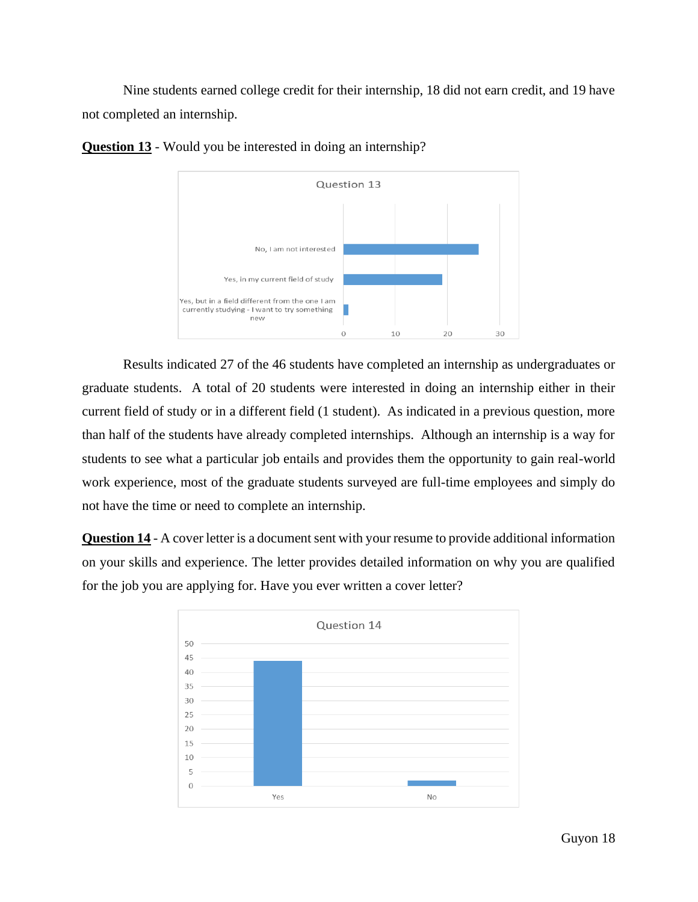Nine students earned college credit for their internship, 18 did not earn credit, and 19 have not completed an internship.

**Question 13** - Would you be interested in doing an internship?

Results indicated 27 of the 46 students have completed an internship as undergraduates or graduate students. A total of 20 students were interested in doing an internship either in their current field of study or in a different field (1 student). As indicated in a previous question, more than half of the students have already completed internships. Although an internship is a way for students to see what a particular job entails and provides them the opportunity to gain real-world work experience, most of the graduate students surveyed are full-time employees and simply do not have the time or need to complete an internship.

**Question 14** - A cover letter is a document sent with your resume to provide additional information on your skills and experience. The letter provides detailed information on why you are qualified for the job you are applying for. Have you ever written a cover letter?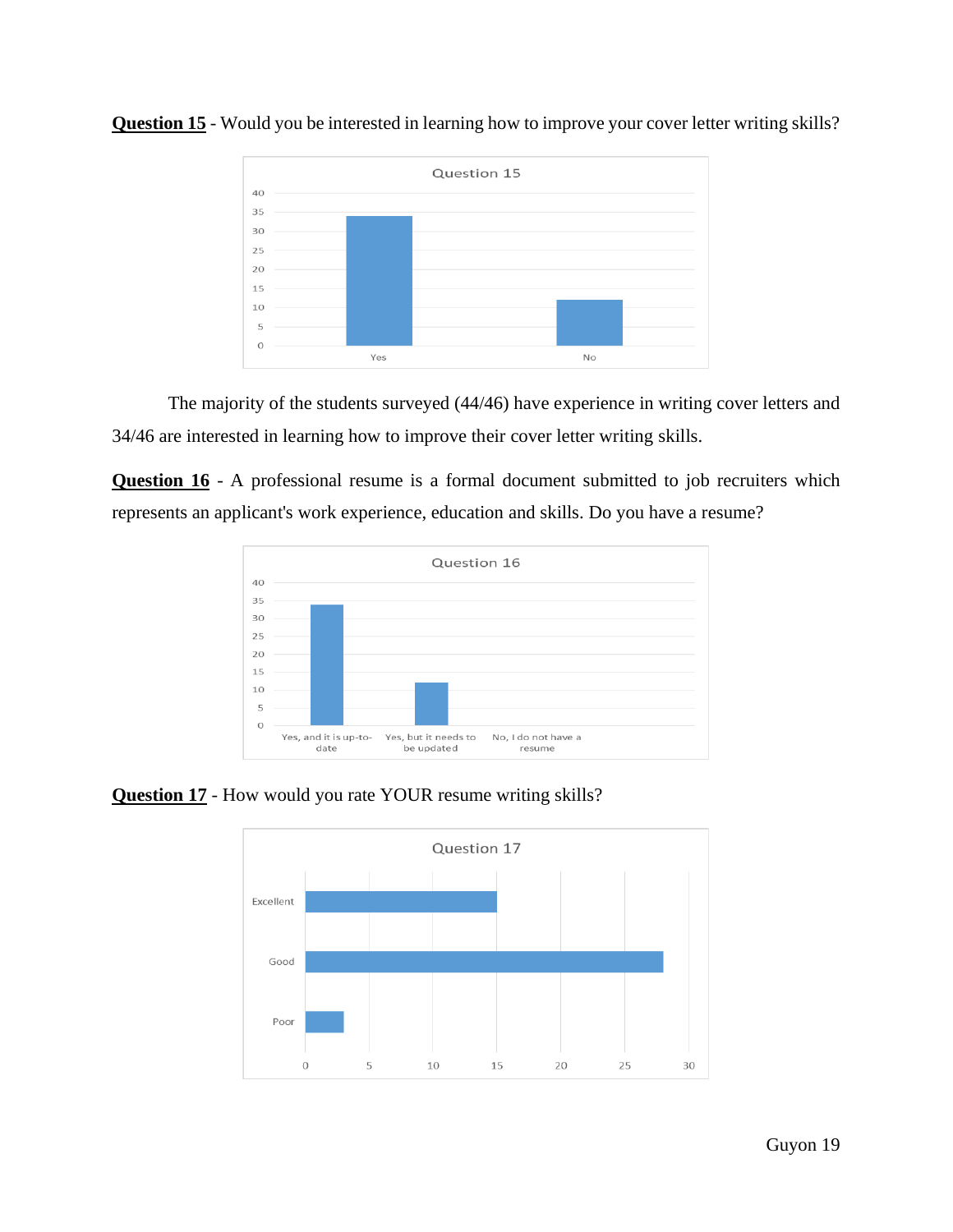**Question 15** - Would you be interested in learning how to improve your cover letter writing skills?

The majority of the students surveyed (44/46) have experience in writing cover letters and 34/46 are interested in learning how to improve their cover letter writing skills.

**Question 16** - A professional resume is a formal document submitted to job recruiters which represents an applicant's work experience, education and skills. Do you have a resume?

**Question 17** - How would you rate YOUR resume writing skills?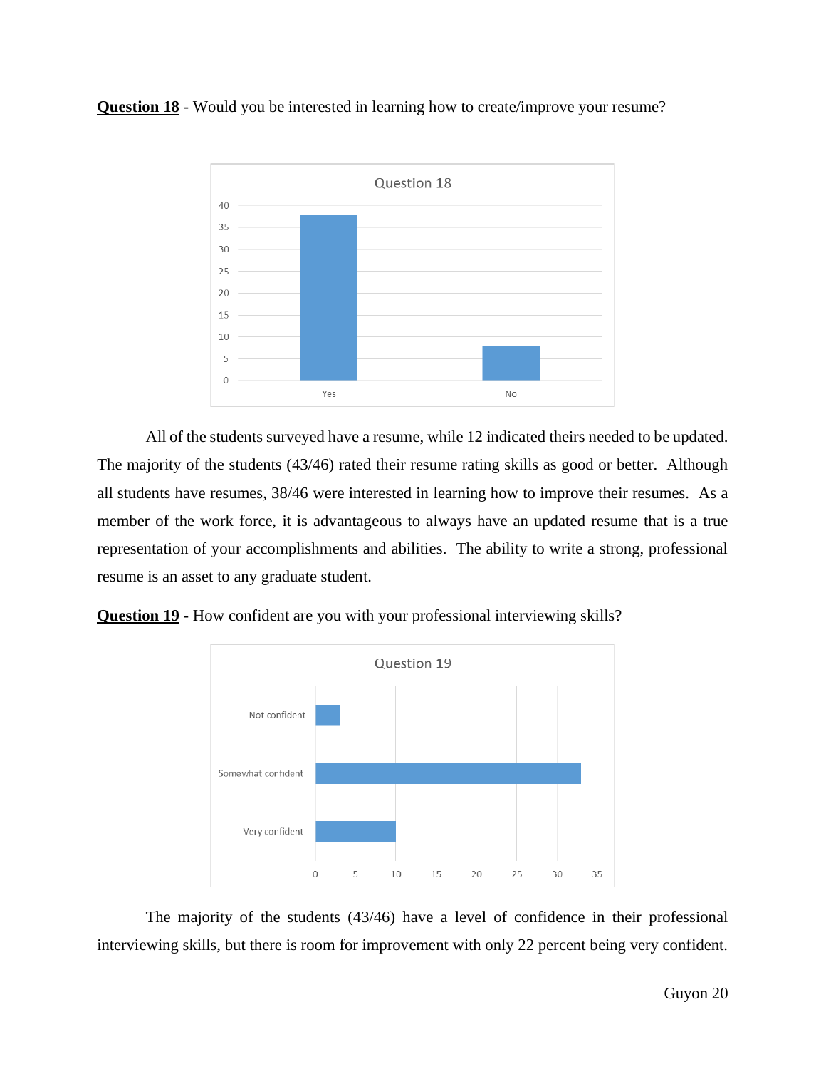**Question 18** - Would you be interested in learning how to create/improve your resume?

All of the students surveyed have a resume, while 12 indicated theirs needed to be updated. The majority of the students (43/46) rated their resume rating skills as good or better. Although all students have resumes, 38/46 were interested in learning how to improve their resumes. As a member of the work force, it is advantageous to always have an updated resume that is a true representation of your accomplishments and abilities. The ability to write a strong, professional resume is an asset to any graduate student.

**Question 19** - How confident are you with your professional interviewing skills?

The majority of the students (43/46) have a level of confidence in their professional interviewing skills, but there is room for improvement with only 22 percent being very confident.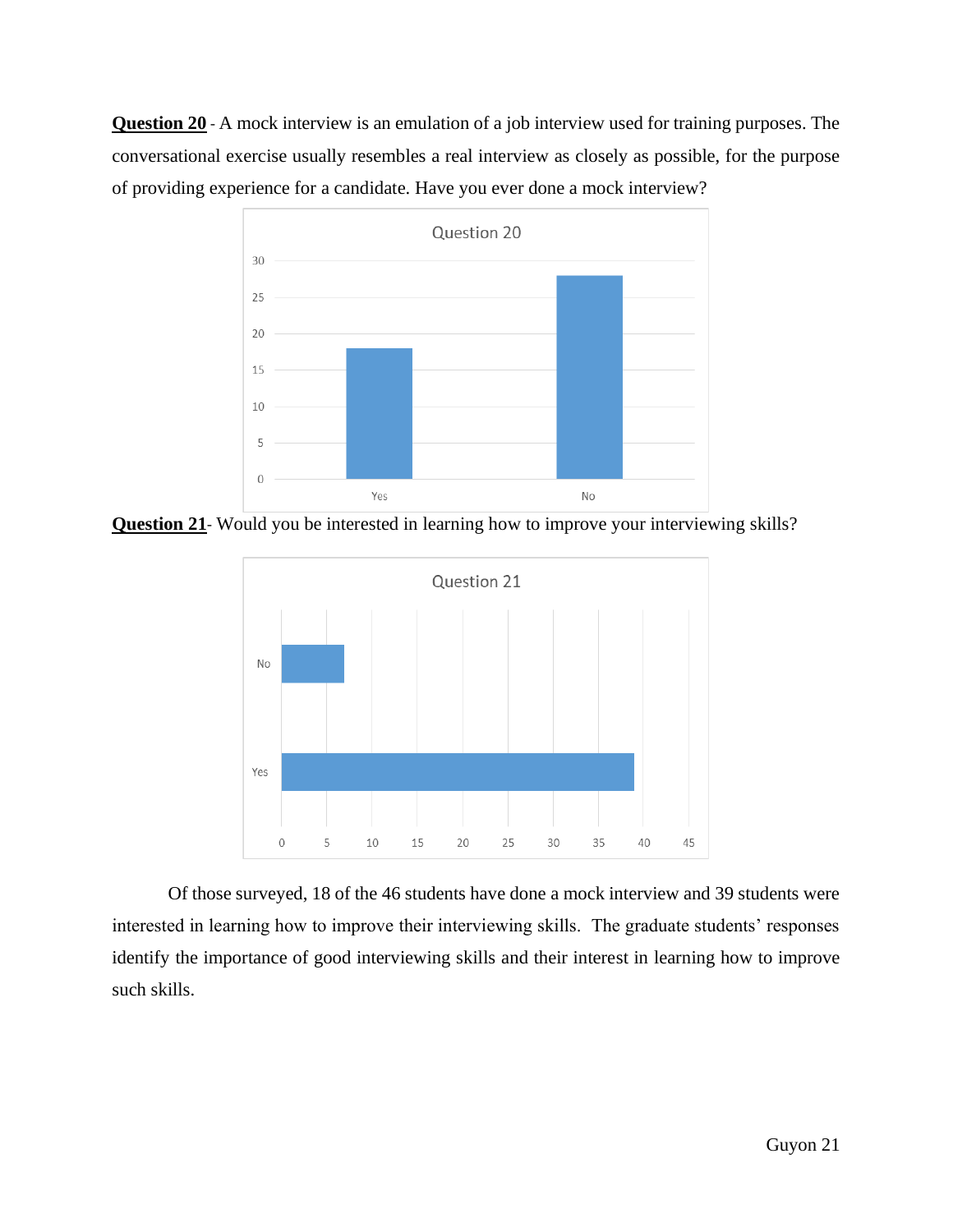**Question 20** - A mock interview is an emulation of a job interview used for training purposes. The conversational exercise usually resembles a real interview as closely as possible, for the purpose of providing experience for a candidate. Have you ever done a mock interview?

**Question 21**- Would you be interested in learning how to improve your interviewing skills?

Of those surveyed, 18 of the 46 students have done a mock interview and 39 students were interested in learning how to improve their interviewing skills. The graduate students' responses identify the importance of good interviewing skills and their interest in learning how to improve such skills.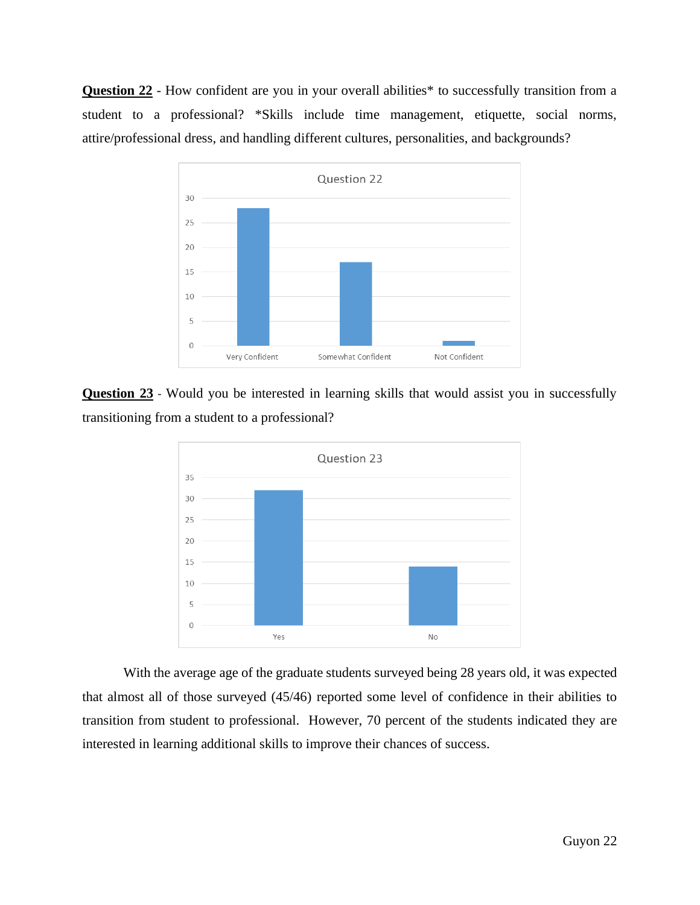**<u>Question 22</u>** - How confident are you in your overall abilities* to successfully transition from a student to a professional? *Skills include time management, etiquette, social norms, attire/professional dress, and handling different cultures, personalities, and backgrounds?

**<u>Question 23</u>** - Would you be interested in learning skills that would assist you in successfully transitioning from a student to a professional?

With the average age of the graduate students surveyed being 28 years old, it was expected that almost all of those surveyed (45/46) reported some level of confidence in their abilities to transition from student to professional. However, 70 percent of the students indicated they are interested in learning additional skills to improve their chances of success.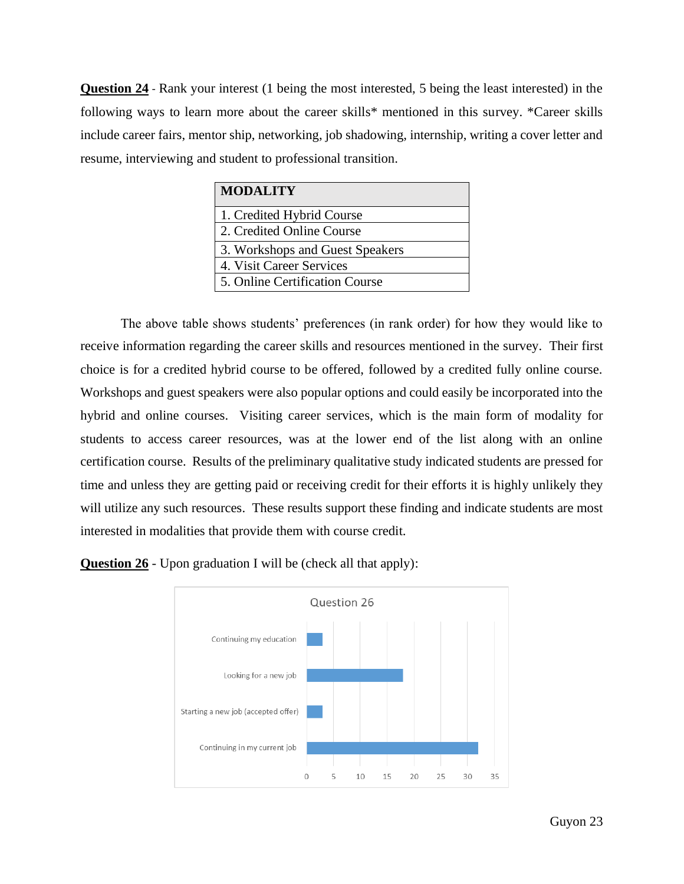**Question 24** - Rank your interest (1 being the most interested, 5 being the least interested) in the following ways to learn more about the career skills* mentioned in this survey. *Career skills include career fairs, mentor ship, networking, job shadowing, internship, writing a cover letter and resume, interviewing and student to professional transition.

| MODALITY |
| --- |
| 1. Credited Hybrid Course |
| 2. Credited Online Course |
| 3. Workshops and Guest Speakers |
| 4. Visit Career Services |
| 5. Online Certification Course |

The above table shows students' preferences (in rank order) for how they would like to receive information regarding the career skills and resources mentioned in the survey. Their first choice is for a credited hybrid course to be offered, followed by a credited fully online course. Workshops and guest speakers were also popular options and could easily be incorporated into the hybrid and online courses. Visiting career services, which is the main form of modality for students to access career resources, was at the lower end of the list along with an online certification course. Results of the preliminary qualitative study indicated students are pressed for time and unless they are getting paid or receiving credit for their efforts it is highly unlikely they will utilize any such resources. These results support these finding and indicate students are most interested in modalities that provide them with course credit.

**Question 26** - Upon graduation I will be (check all that apply):

Question 26

- Continuing my education
- Looking for a new job
- Starting a new job (accepted offer)
- Continuing in my current job

0 5 10 15 20 25 30 35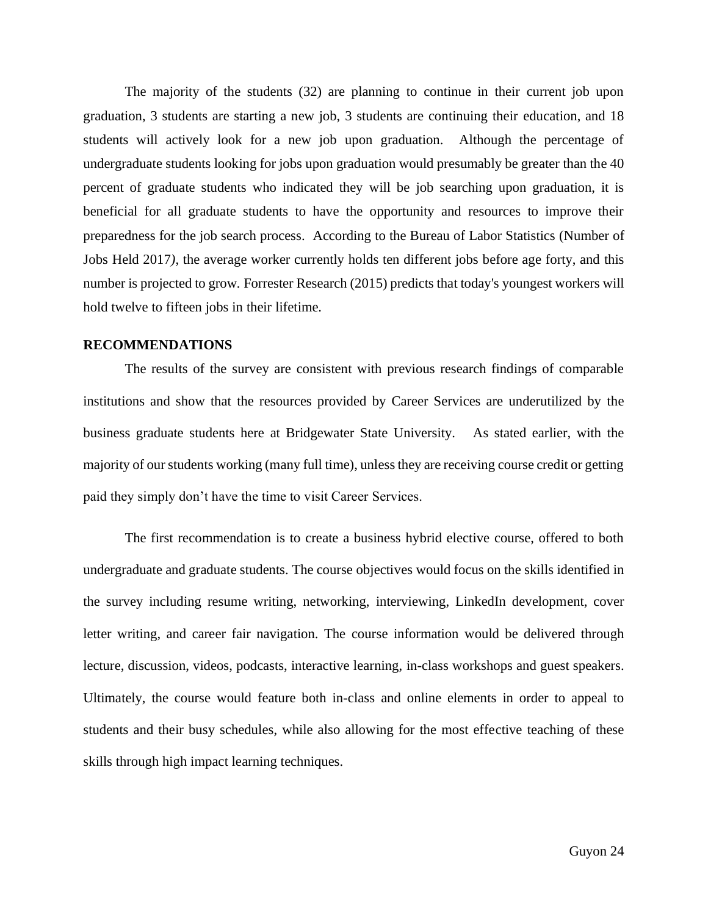The majority of the students (32) are planning to continue in their current job upon graduation, 3 students are starting a new job, 3 students are continuing their education, and 18 students will actively look for a new job upon graduation. Although the percentage of undergraduate students looking for jobs upon graduation would presumably be greater than the 40 percent of graduate students who indicated they will be job searching upon graduation, it is beneficial for all graduate students to have the opportunity and resources to improve their preparedness for the job search process. According to the Bureau of Labor Statistics (Number of Jobs Held 2017*)*, the average worker currently holds ten different jobs before age forty, and this number is projected to grow. Forrester Research (2015) predicts that today's youngest workers will hold twelve to fifteen jobs in their lifetime.

**RECOMMENDATIONS**

The results of the survey are consistent with previous research findings of comparable institutions and show that the resources provided by Career Services are underutilized by the business graduate students here at Bridgewater State University. As stated earlier, with the majority of our students working (many full time), unless they are receiving course credit or getting paid they simply don't have the time to visit Career Services.

The first recommendation is to create a business hybrid elective course, offered to both undergraduate and graduate students. The course objectives would focus on the skills identified in the survey including resume writing, networking, interviewing, LinkedIn development, cover letter writing, and career fair navigation. The course information would be delivered through lecture, discussion, videos, podcasts, interactive learning, in-class workshops and guest speakers. Ultimately, the course would feature both in-class and online elements in order to appeal to students and their busy schedules, while also allowing for the most effective teaching of these skills through high impact learning techniques.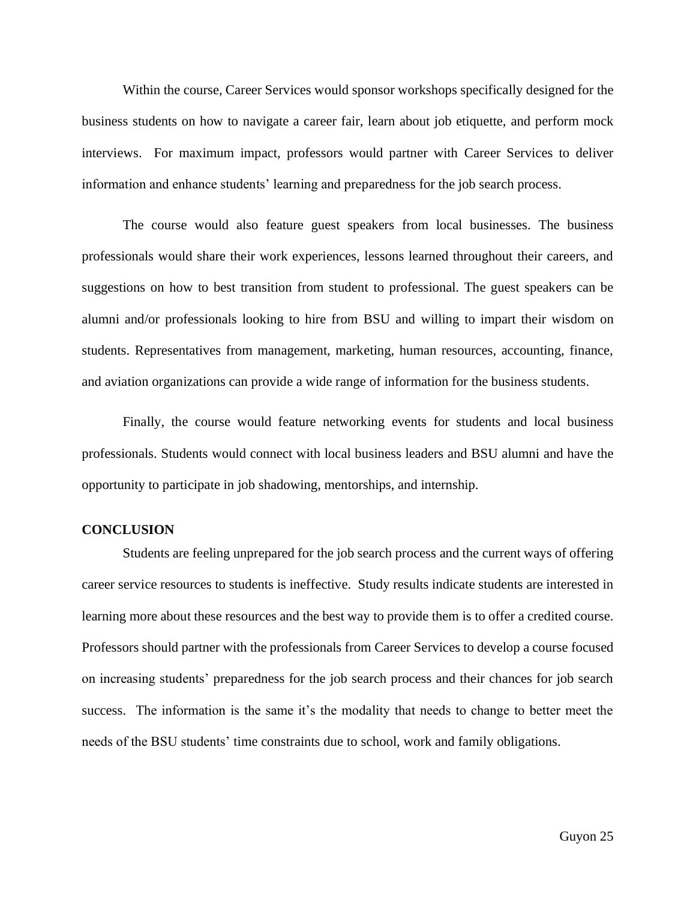Within the course, Career Services would sponsor workshops specifically designed for the business students on how to navigate a career fair, learn about job etiquette, and perform mock interviews. For maximum impact, professors would partner with Career Services to deliver information and enhance students' learning and preparedness for the job search process.

The course would also feature guest speakers from local businesses. The business professionals would share their work experiences, lessons learned throughout their careers, and suggestions on how to best transition from student to professional. The guest speakers can be alumni and/or professionals looking to hire from BSU and willing to impart their wisdom on students. Representatives from management, marketing, human resources, accounting, finance, and aviation organizations can provide a wide range of information for the business students.

Finally, the course would feature networking events for students and local business professionals. Students would connect with local business leaders and BSU alumni and have the opportunity to participate in job shadowing, mentorships, and internship.

**CONCLUSION**

Students are feeling unprepared for the job search process and the current ways of offering career service resources to students is ineffective. Study results indicate students are interested in learning more about these resources and the best way to provide them is to offer a credited course. Professors should partner with the professionals from Career Services to develop a course focused on increasing students' preparedness for the job search process and their chances for job search success. The information is the same it's the modality that needs to change to better meet the needs of the BSU students' time constraints due to school, work and family obligations.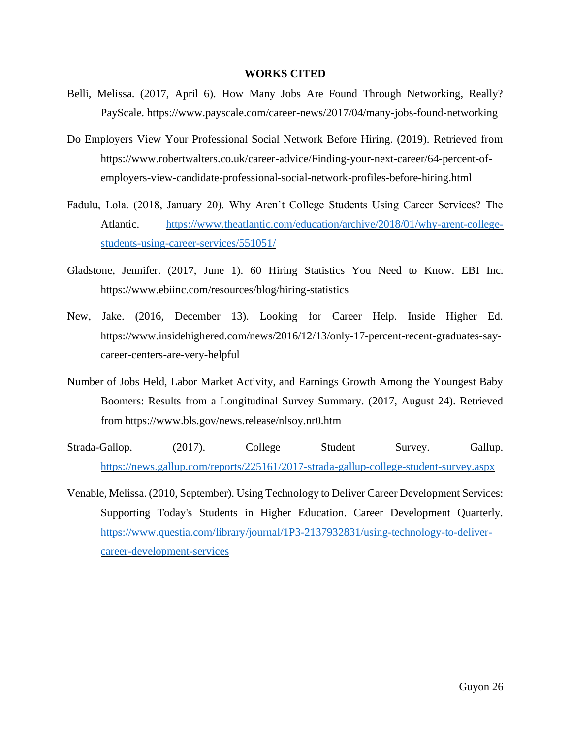## WORKS CITED

Belli, Melissa. (2017, April 6). How Many Jobs Are Found Through Networking, Really? PayScale. https://www.payscale.com/career-news/2017/04/many-jobs-found-networking

Do Employers View Your Professional Social Network Before Hiring. (2019). Retrieved from https://www.robertwalters.co.uk/career-advice/Finding-your-next-career/64-percent-of-employers-view-candidate-professional-social-network-profiles-before-hiring.html

Fadulu, Lola. (2018, January 20). Why Aren't College Students Using Career Services? The Atlantic. https://www.theatlantic.com/education/archive/2018/01/why-arent-college-students-using-career-services/551051/

Gladstone, Jennifer. (2017, June 1). 60 Hiring Statistics You Need to Know. EBI Inc. https://www.ebiinc.com/resources/blog/hiring-statistics

New, Jake. (2016, December 13). Looking for Career Help. Inside Higher Ed. https://www.insidehighered.com/news/2016/12/13/only-17-percent-recent-graduates-say-career-centers-are-very-helpful

Number of Jobs Held, Labor Market Activity, and Earnings Growth Among the Youngest Baby Boomers: Results from a Longitudinal Survey Summary. (2017, August 24). Retrieved from https://www.bls.gov/news.release/nlsoy.nr0.htm

Strada-Gallop. (2017). College Student Survey. Gallup. https://news.gallup.com/reports/225161/2017-strada-gallup-college-student-survey.aspx

Venable, Melissa. (2010, September). Using Technology to Deliver Career Development Services: Supporting Today's Students in Higher Education. Career Development Quarterly. https://www.questia.com/library/journal/1P3-2137932831/using-technology-to-deliver-career-development-services